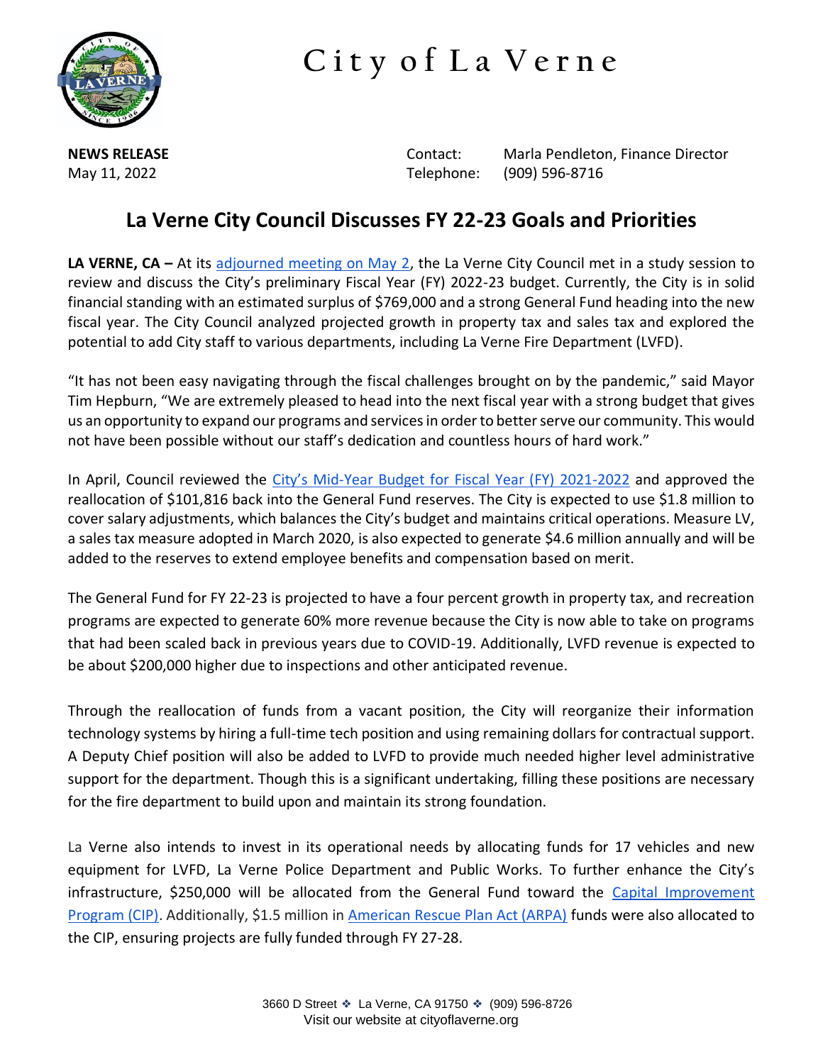# City of La Verne

**NEWS RELEASE**
May 11, 2022

Contact: Marla Pendleton, Finance Director
Telephone: (909) 596-8716

## La Verne City Council Discusses FY 22-23 Goals and Priorities

**LA VERNE, CA –** At its adjourned meeting on May 2, the La Verne City Council met in a study session to review and discuss the City's preliminary Fiscal Year (FY) 2022-23 budget. Currently, the City is in solid financial standing with an estimated surplus of $769,000 and a strong General Fund heading into the new fiscal year. The City Council analyzed projected growth in property tax and sales tax and explored the potential to add City staff to various departments, including La Verne Fire Department (LVFD).

"It has not been easy navigating through the fiscal challenges brought on by the pandemic," said Mayor Tim Hepburn, "We are extremely pleased to head into the next fiscal year with a strong budget that gives us an opportunity to expand our programs and services in order to better serve our community. This would not have been possible without our staff's dedication and countless hours of hard work."

In April, Council reviewed the City's Mid-Year Budget for Fiscal Year (FY) 2021-2022 and approved the reallocation of $101,816 back into the General Fund reserves. The City is expected to use $1.8 million to cover salary adjustments, which balances the City's budget and maintains critical operations. Measure LV, a sales tax measure adopted in March 2020, is also expected to generate $4.6 million annually and will be added to the reserves to extend employee benefits and compensation based on merit.

The General Fund for FY 22-23 is projected to have a four percent growth in property tax, and recreation programs are expected to generate 60% more revenue because the City is now able to take on programs that had been scaled back in previous years due to COVID-19. Additionally, LVFD revenue is expected to be about $200,000 higher due to inspections and other anticipated revenue.

Through the reallocation of funds from a vacant position, the City will reorganize their information technology systems by hiring a full-time tech position and using remaining dollars for contractual support. A Deputy Chief position will also be added to LVFD to provide much needed higher level administrative support for the department. Though this is a significant undertaking, filling these positions are necessary for the fire department to build upon and maintain its strong foundation.

La Verne also intends to invest in its operational needs by allocating funds for 17 vehicles and new equipment for LVFD, La Verne Police Department and Public Works. To further enhance the City's infrastructure, $250,000 will be allocated from the General Fund toward the Capital Improvement Program (CIP). Additionally, $1.5 million in American Rescue Plan Act (ARPA) funds were also allocated to the CIP, ensuring projects are fully funded through FY 27-28.

3660 D Street ❖ La Verne, CA 91750 ❖ (909) 596-8726
Visit our website at cityoflaverne.org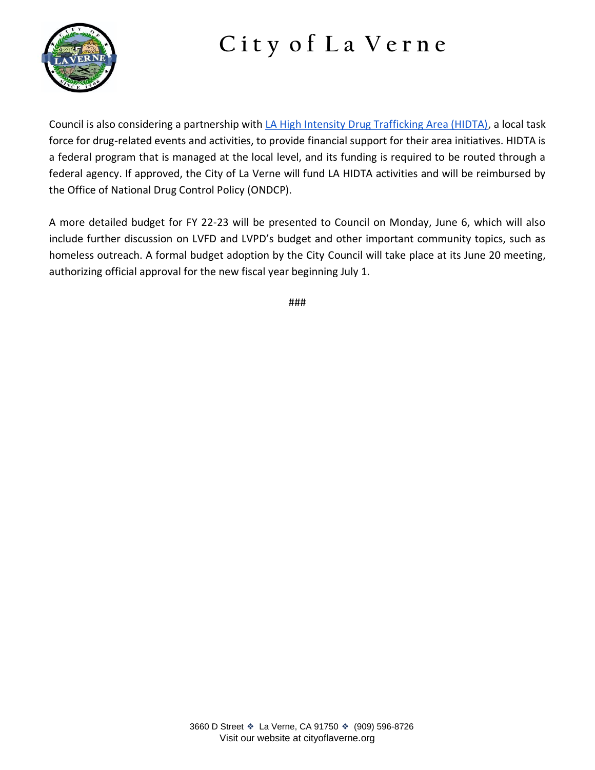Council is also considering a partnership with LA High Intensity Drug Trafficking Area (HIDTA), a local task force for drug-related events and activities, to provide financial support for their area initiatives. HIDTA is a federal program that is managed at the local level, and its funding is required to be routed through a federal agency. If approved, the City of La Verne will fund LA HIDTA activities and will be reimbursed by the Office of National Drug Control Policy (ONDCP).

A more detailed budget for FY 22-23 will be presented to Council on Monday, June 6, which will also include further discussion on LVFD and LVPD's budget and other important community topics, such as homeless outreach. A formal budget adoption by the City Council will take place at its June 20 meeting, authorizing official approval for the new fiscal year beginning July 1.

###